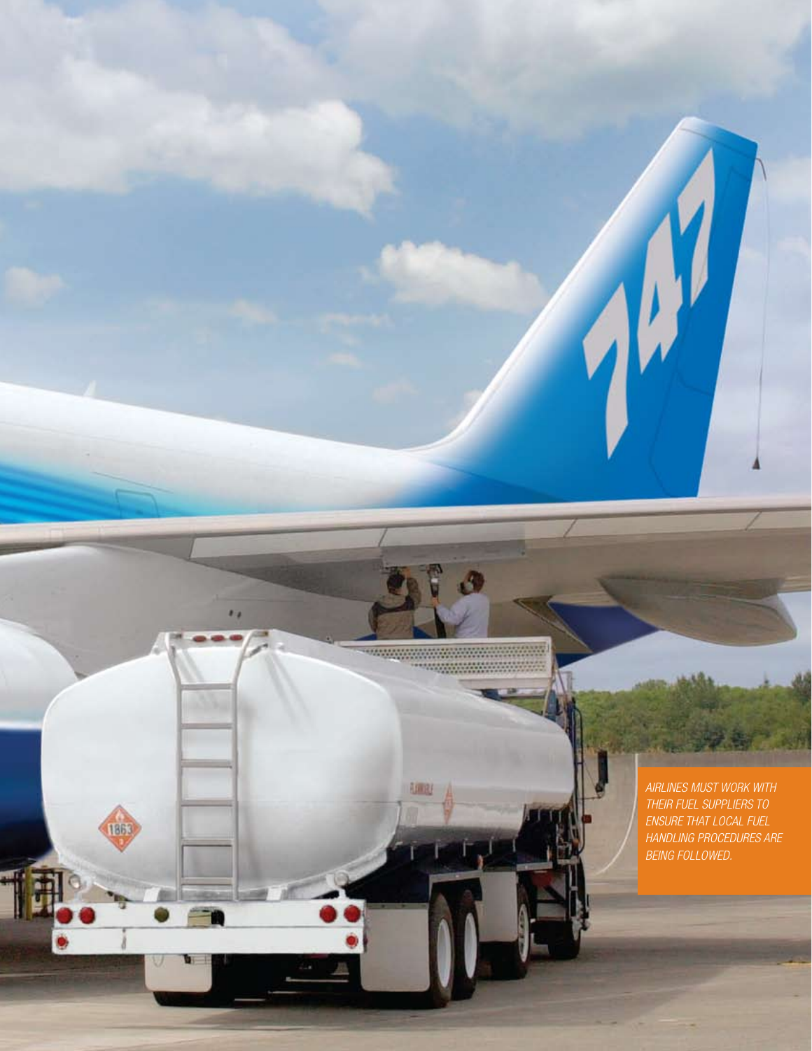AIRLINES MUST WORK WITH THEIR FUEL SUPPLIERS TO ENSURE THAT LOCAL FUEL HANDLING PROCEDURES ARE BEING FOLLOWED.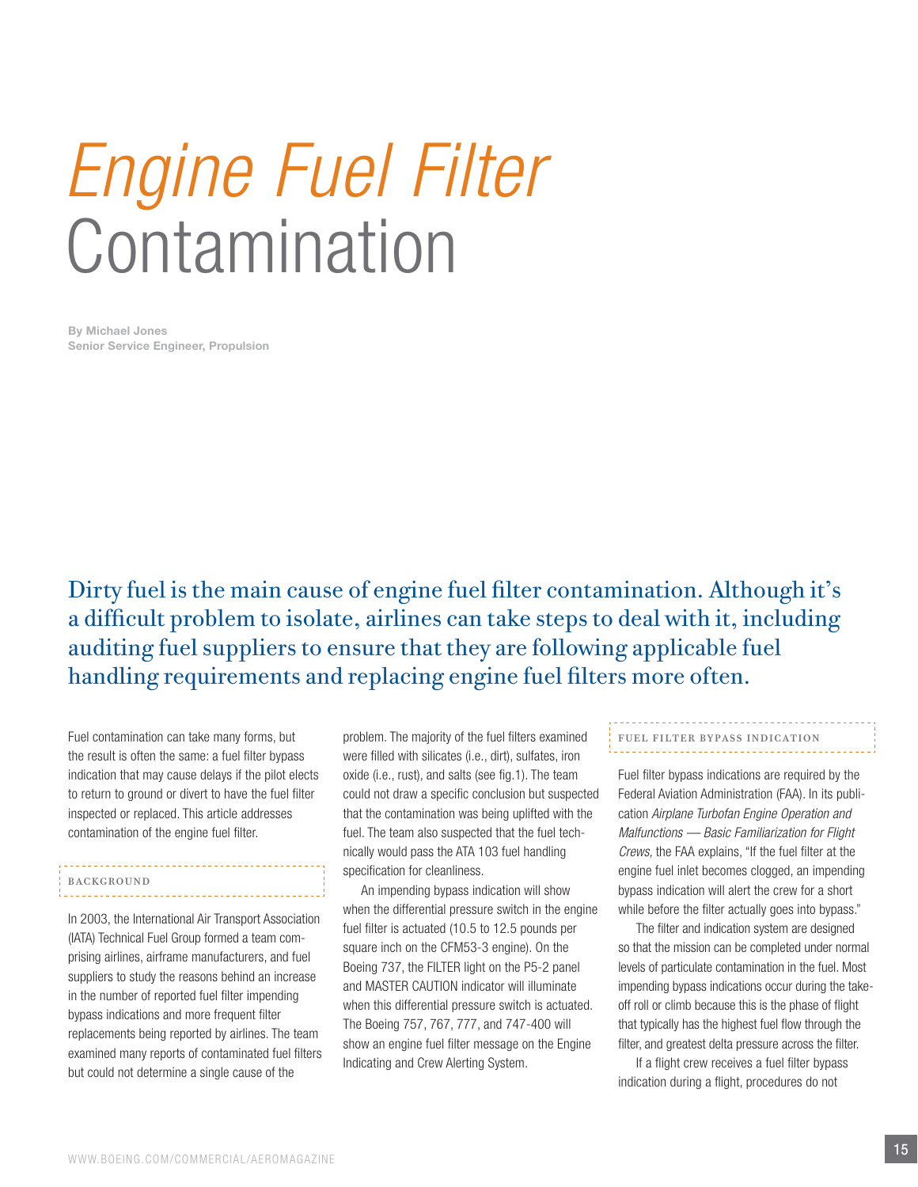# *Engine Fuel Filter* Contamination

**By Michael Jones**
**Senior Service Engineer, Propulsion**

Dirty fuel is the main cause of engine fuel filter contamination. Although it's a difficult problem to isolate, airlines can take steps to deal with it, including auditing fuel suppliers to ensure that they are following applicable fuel handling requirements and replacing engine fuel filters more often.

Fuel contamination can take many forms, but the result is often the same: a fuel filter bypass indication that may cause delays if the pilot elects to return to ground or divert to have the fuel filter inspected or replaced. This article addresses contamination of the engine fuel filter.

## BACKGROUND

In 2003, the International Air Transport Association (IATA) Technical Fuel Group formed a team comprising airlines, airframe manufacturers, and fuel suppliers to study the reasons behind an increase in the number of reported fuel filter impending bypass indications and more frequent filter replacements being reported by airlines. The team examined many reports of contaminated fuel filters but could not determine a single cause of the problem. The majority of the fuel filters examined were filled with silicates (i.e., dirt), sulfates, iron oxide (i.e., rust), and salts (see fig.1). The team could not draw a specific conclusion but suspected that the contamination was being uplifted with the fuel. The team also suspected that the fuel technically would pass the ATA 103 fuel handling specification for cleanliness.

An impending bypass indication will show when the differential pressure switch in the engine fuel filter is actuated (10.5 to 12.5 pounds per square inch on the CFM53-3 engine). On the Boeing 737, the FILTER light on the P5-2 panel and MASTER CAUTION indicator will illuminate when this differential pressure switch is actuated. The Boeing 757, 767, 777, and 747-400 will show an engine fuel filter message on the Engine Indicating and Crew Alerting System.

## FUEL FILTER BYPASS INDICATION

Fuel filter bypass indications are required by the Federal Aviation Administration (FAA). In its publication *Airplane Turbofan Engine Operation and Malfunctions — Basic Familiarization for Flight Crews,* the FAA explains, "If the fuel filter at the engine fuel inlet becomes clogged, an impending bypass indication will alert the crew for a short while before the filter actually goes into bypass."

The filter and indication system are designed so that the mission can be completed under normal levels of particulate contamination in the fuel. Most impending bypass indications occur during the takeoff roll or climb because this is the phase of flight that typically has the highest fuel flow through the filter, and greatest delta pressure across the filter.

If a flight crew receives a fuel filter bypass indication during a flight, procedures do not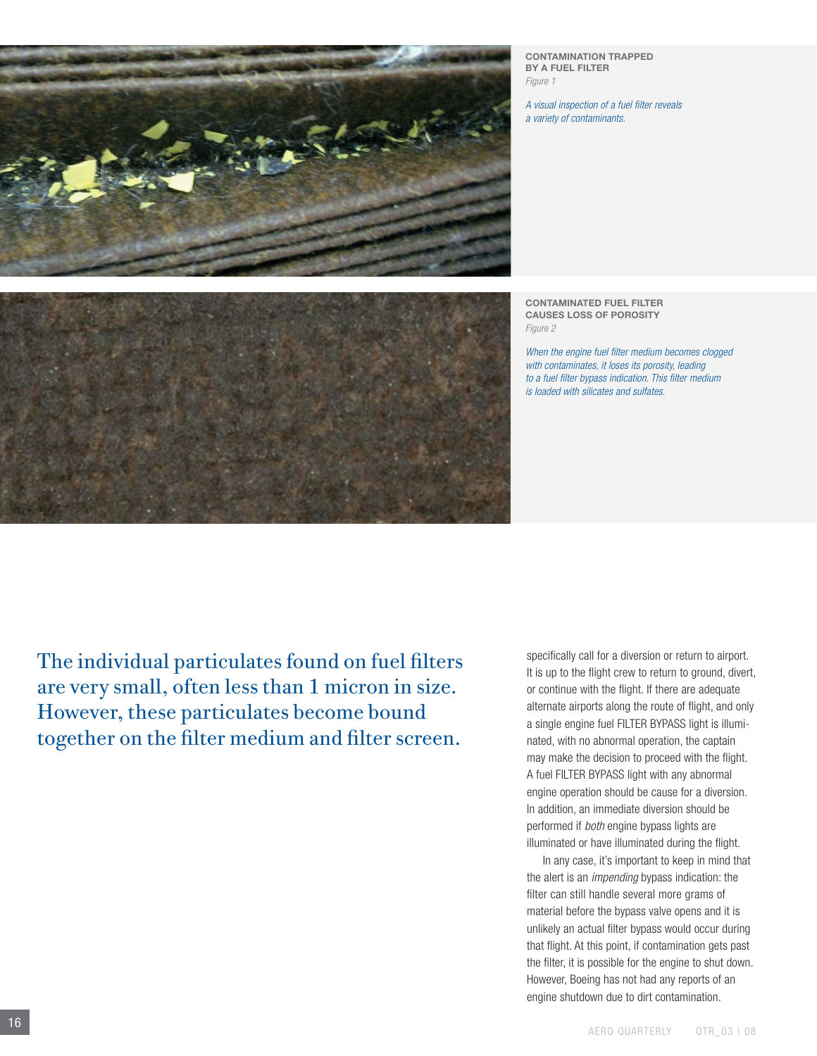**CONTAMINATION TRAPPED BY A FUEL FILTER**
*Figure 1*

*A visual inspection of a fuel filter reveals a variety of contaminants.*

**CONTAMINATED FUEL FILTER CAUSES LOSS OF POROSITY**
*Figure 2*

*When the engine fuel filter medium becomes clogged with contaminates, it loses its porosity, leading to a fuel filter bypass indication. This filter medium is loaded with silicates and sulfates.*

> The individual particulates found on fuel filters are very small, often less than 1 micron in size. However, these particulates become bound together on the filter medium and filter screen.

specifically call for a diversion or return to airport. It is up to the flight crew to return to ground, divert, or continue with the flight. If there are adequate alternate airports along the route of flight, and only a single engine fuel FILTER BYPASS light is illuminated, with no abnormal operation, the captain may make the decision to proceed with the flight. A fuel FILTER BYPASS light with any abnormal engine operation should be cause for a diversion. In addition, an immediate diversion should be performed if *both* engine bypass lights are illuminated or have illuminated during the flight.

In any case, it's important to keep in mind that the alert is an *impending* bypass indication: the filter can still handle several more grams of material before the bypass valve opens and it is unlikely an actual filter bypass would occur during that flight. At this point, if contamination gets past the filter, it is possible for the engine to shut down. However, Boeing has not had any reports of an engine shutdown due to dirt contamination.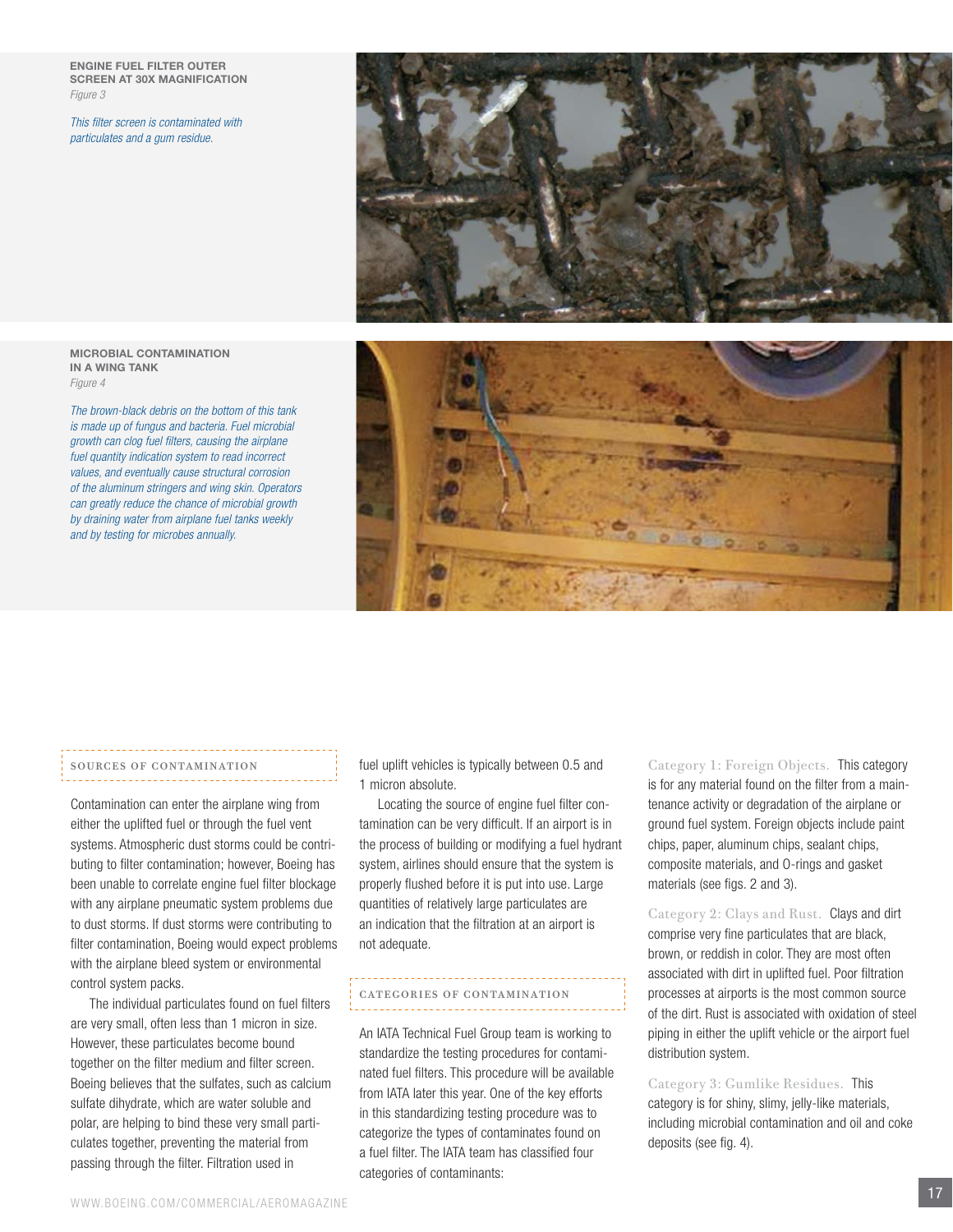**ENGINE FUEL FILTER OUTER SCREEN AT 30X MAGNIFICATION**
*Figure 3*

*This filter screen is contaminated with particulates and a gum residue.*

**MICROBIAL CONTAMINATION IN A WING TANK**
*Figure 4*

*The brown-black debris on the bottom of this tank is made up of fungus and bacteria. Fuel microbial growth can clog fuel filters, causing the airplane fuel quantity indication system to read incorrect values, and eventually cause structural corrosion of the aluminum stringers and wing skin. Operators can greatly reduce the chance of microbial growth by draining water from airplane fuel tanks weekly and by testing for microbes annually.*

## SOURCES OF CONTAMINATION

Contamination can enter the airplane wing from either the uplifted fuel or through the fuel vent systems. Atmospheric dust storms could be contributing to filter contamination; however, Boeing has been unable to correlate engine fuel filter blockage with any airplane pneumatic system problems due to dust storms. If dust storms were contributing to filter contamination, Boeing would expect problems with the airplane bleed system or environmental control system packs.

The individual particulates found on fuel filters are very small, often less than 1 micron in size. However, these particulates become bound together on the filter medium and filter screen. Boeing believes that the sulfates, such as calcium sulfate dihydrate, which are water soluble and polar, are helping to bind these very small particulates together, preventing the material from passing through the filter. Filtration used in fuel uplift vehicles is typically between 0.5 and 1 micron absolute.

Locating the source of engine fuel filter contamination can be very difficult. If an airport is in the process of building or modifying a fuel hydrant system, airlines should ensure that the system is properly flushed before it is put into use. Large quantities of relatively large particulates are an indication that the filtration at an airport is not adequate.

## CATEGORIES OF CONTAMINATION

An IATA Technical Fuel Group team is working to standardize the testing procedures for contaminated fuel filters. This procedure will be available from IATA later this year. One of the key efforts in this standardizing testing procedure was to categorize the types of contaminates found on a fuel filter. The IATA team has classified four categories of contaminants:

Category 1: Foreign Objects. This category is for any material found on the filter from a maintenance activity or degradation of the airplane or ground fuel system. Foreign objects include paint chips, paper, aluminum chips, sealant chips, composite materials, and O-rings and gasket materials (see figs. 2 and 3).

Category 2: Clays and Rust. Clays and dirt comprise very fine particulates that are black, brown, or reddish in color. They are most often associated with dirt in uplifted fuel. Poor filtration processes at airports is the most common source of the dirt. Rust is associated with oxidation of steel piping in either the uplift vehicle or the airport fuel distribution system.

Category 3: Gumlike Residues. This category is for shiny, slimy, jelly-like materials, including microbial contamination and oil and coke deposits (see fig. 4).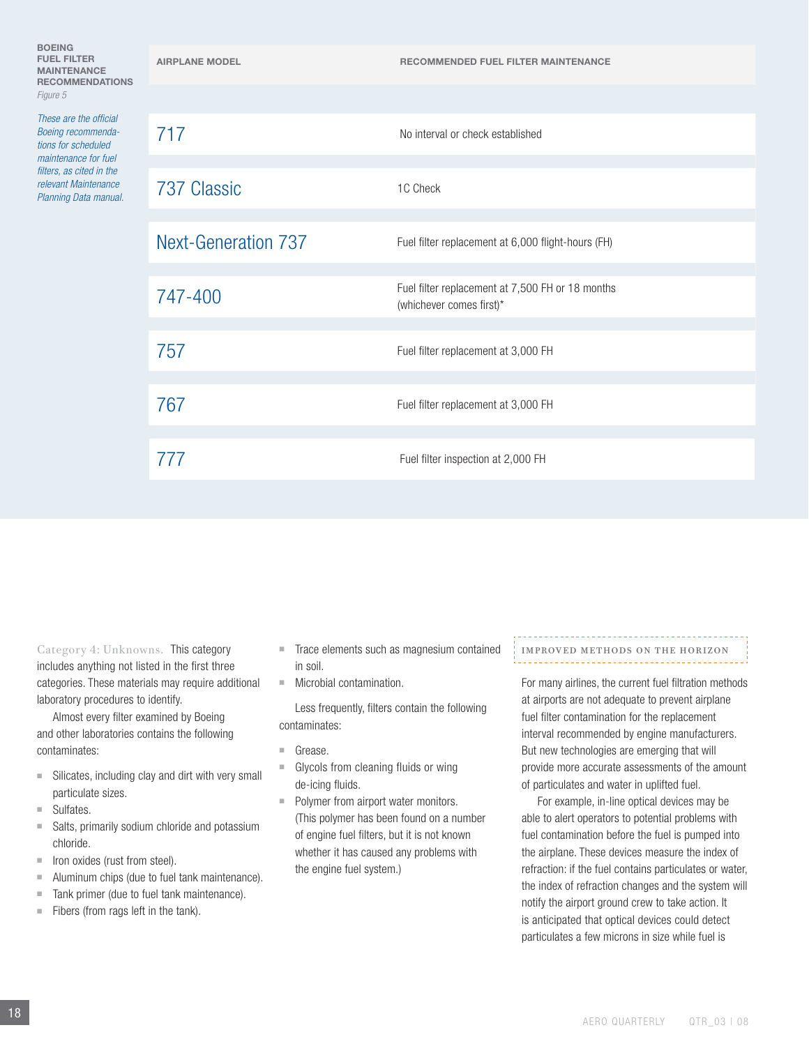**BOEING FUEL FILTER MAINTENANCE RECOMMENDATIONS**
*Figure 5*

*These are the official Boeing recommendations for scheduled maintenance for fuel filters, as cited in the relevant Maintenance Planning Data manual.*

| AIRPLANE MODEL | RECOMMENDED FUEL FILTER MAINTENANCE |
| --- | --- |
| 717 | No interval or check established |
| 737 Classic | 1C Check |
| Next-Generation 737 | Fuel filter replacement at 6,000 flight-hours (FH) |
| 747-400 | Fuel filter replacement at 7,500 FH or 18 months (whichever comes first)* |
| 757 | Fuel filter replacement at 3,000 FH |
| 767 | Fuel filter replacement at 3,000 FH |
| 777 | Fuel filter inspection at 2,000 FH |

Category 4: Unknowns. This category includes anything not listed in the first three categories. These materials may require additional laboratory procedures to identify.

Almost every filter examined by Boeing and other laboratories contains the following contaminates:

- Silicates, including clay and dirt with very small particulate sizes.
- Sulfates.
- Salts, primarily sodium chloride and potassium chloride.
- Iron oxides (rust from steel).
- Aluminum chips (due to fuel tank maintenance).
- Tank primer (due to fuel tank maintenance).
- Fibers (from rags left in the tank).
- Trace elements such as magnesium contained in soil.
- Microbial contamination.

Less frequently, filters contain the following contaminates:

- Grease.
- Glycols from cleaning fluids or wing de-icing fluids.
- Polymer from airport water monitors. (This polymer has been found on a number of engine fuel filters, but it is not known whether it has caused any problems with the engine fuel system.)

## IMPROVED METHODS ON THE HORIZON

For many airlines, the current fuel filtration methods at airports are not adequate to prevent airplane fuel filter contamination for the replacement interval recommended by engine manufacturers. But new technologies are emerging that will provide more accurate assessments of the amount of particulates and water in uplifted fuel.

For example, in-line optical devices may be able to alert operators to potential problems with fuel contamination before the fuel is pumped into the airplane. These devices measure the index of refraction: if the fuel contains particulates or water, the index of refraction changes and the system will notify the airport ground crew to take action. It is anticipated that optical devices could detect particulates a few microns in size while fuel is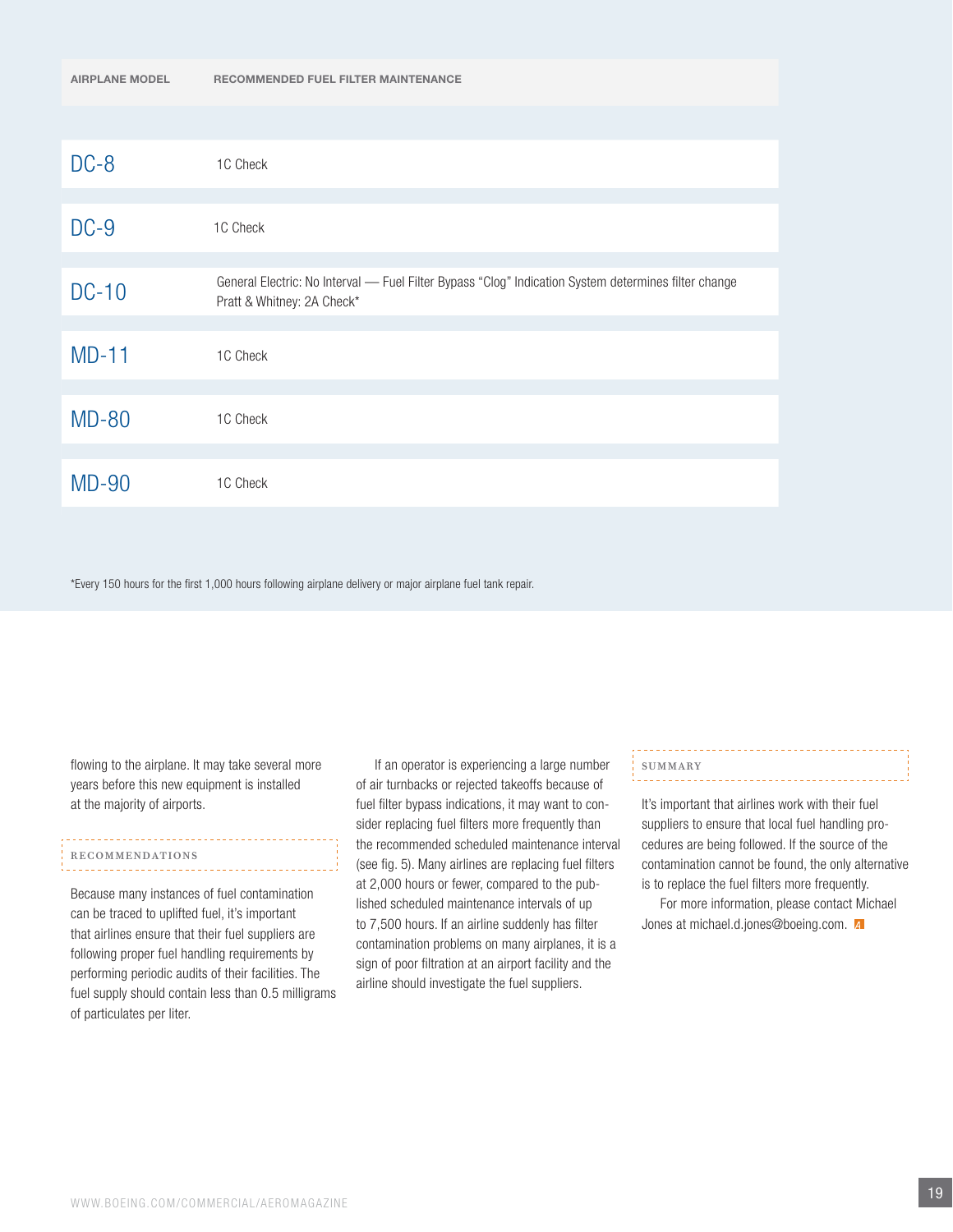| AIRPLANE MODEL | RECOMMENDED FUEL FILTER MAINTENANCE |
| --- | --- |
| DC-8 | 1C Check |
| DC-9 | 1C Check |
| DC-10 | General Electric: No Interval — Fuel Filter Bypass “Clog” Indication System determines filter change<br>Pratt & Whitney: 2A Check* |
| MD-11 | 1C Check |
| MD-80 | 1C Check |
| MD-90 | 1C Check |

*Every 150 hours for the first 1,000 hours following airplane delivery or major airplane fuel tank repair.

flowing to the airplane. It may take several more years before this new equipment is installed at the majority of airports.

## RECOMMENDATIONS

Because many instances of fuel contamination can be traced to uplifted fuel, it's important that airlines ensure that their fuel suppliers are following proper fuel handling requirements by performing periodic audits of their facilities. The fuel supply should contain less than 0.5 milligrams of particulates per liter.

If an operator is experiencing a large number of air turnbacks or rejected takeoffs because of fuel filter bypass indications, it may want to consider replacing fuel filters more frequently than the recommended scheduled maintenance interval (see fig. 5). Many airlines are replacing fuel filters at 2,000 hours or fewer, compared to the published scheduled maintenance intervals of up to 7,500 hours. If an airline suddenly has filter contamination problems on many airplanes, it is a sign of poor filtration at an airport facility and the airline should investigate the fuel suppliers.

## SUMMARY

It's important that airlines work with their fuel suppliers to ensure that local fuel handling procedures are being followed. If the source of the contamination cannot be found, the only alternative is to replace the fuel filters more frequently.

For more information, please contact Michael Jones at michael.d.jones@boeing.com.